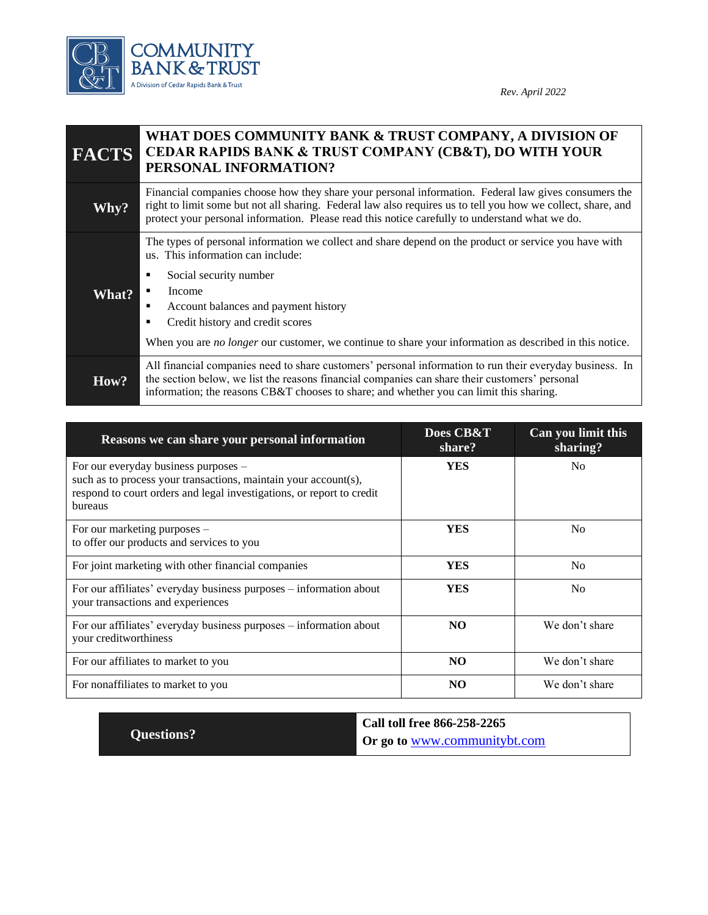COMMUNITY BANK & TRUST
A Division of Cedar Rapids Bank & Trust

*Rev. April 2022*

| **FACTS** | **WHAT DOES COMMUNITY BANK & TRUST COMPANY, A DIVISION OF CEDAR RAPIDS BANK & TRUST COMPANY (CB&T), DO WITH YOUR PERSONAL INFORMATION?** |
|---|---|
| **Why?** | Financial companies choose how they share your personal information. Federal law gives consumers the right to limit some but not all sharing. Federal law also requires us to tell you how we collect, share, and protect your personal information. Please read this notice carefully to understand what we do. |
| **What?** | The types of personal information we collect and share depend on the product or service you have with us. This information can include:<br>▪ Social security number<br>▪ Income<br>▪ Account balances and payment history<br>▪ Credit history and credit scores<br><br>When you are *no longer* our customer, we continue to share your information as described in this notice. |
| **How?** | All financial companies need to share customers' personal information to run their everyday business. In the section below, we list the reasons financial companies can share their customers' personal information; the reasons CB&T chooses to share; and whether you can limit this sharing. |

| Reasons we can share your personal information | Does CB&T share? | Can you limit this sharing? |
|---|---|---|
| For our everyday business purposes – such as to process your transactions, maintain your account(s), respond to court orders and legal investigations, or report to credit bureaus | **YES** | No |
| For our marketing purposes – to offer our products and services to you | **YES** | No |
| For joint marketing with other financial companies | **YES** | No |
| For our affiliates' everyday business purposes – information about your transactions and experiences | **YES** | No |
| For our affiliates' everyday business purposes – information about your creditworthiness | **NO** | We don't share |
| For our affiliates to market to you | **NO** | We don't share |
| For nonaffiliates to market to you | **NO** | We don't share |

| **Questions?** | **Call toll free 866-258-2265**<br>**Or go to** [www.communitybt.com](http://www.communitybt.com) |
|---|---|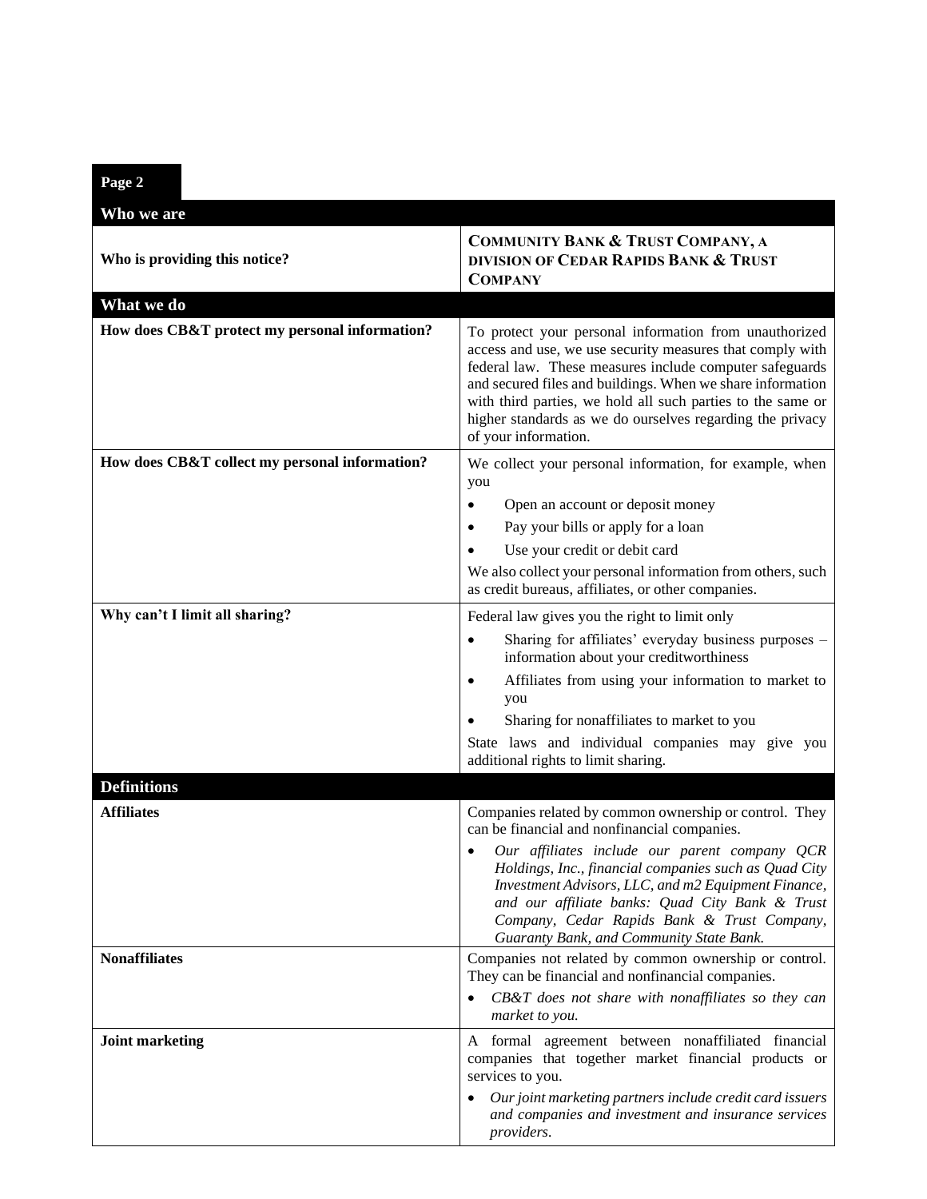| Page 2 | |
|---|---|
| **Who we are** | |
| **Who is providing this notice?** | **COMMUNITY BANK & TRUST COMPANY, A DIVISION OF CEDAR RAPIDS BANK & TRUST COMPANY** |
| **What we do** | |
| **How does CB&T protect my personal information?** | To protect your personal information from unauthorized access and use, we use security measures that comply with federal law. These measures include computer safeguards and secured files and buildings. When we share information with third parties, we hold all such parties to the same or higher standards as we do ourselves regarding the privacy of your information. |
| **How does CB&T collect my personal information?** | We collect your personal information, for example, when you<br>• Open an account or deposit money<br>• Pay your bills or apply for a loan<br>• Use your credit or debit card<br>We also collect your personal information from others, such as credit bureaus, affiliates, or other companies. |
| **Why can't I limit all sharing?** | Federal law gives you the right to limit only<br>• Sharing for affiliates' everyday business purposes – information about your creditworthiness<br>• Affiliates from using your information to market to you<br>• Sharing for nonaffiliates to market to you<br>State laws and individual companies may give you additional rights to limit sharing. |
| **Definitions** | |
| **Affiliates** | Companies related by common ownership or control. They can be financial and nonfinancial companies.<br>• *Our affiliates include our parent company QCR Holdings, Inc., financial companies such as Quad City Investment Advisors, LLC, and m2 Equipment Finance, and our affiliate banks: Quad City Bank & Trust Company, Cedar Rapids Bank & Trust Company, Guaranty Bank, and Community State Bank.* |
| **Nonaffiliates** | Companies not related by common ownership or control. They can be financial and nonfinancial companies.<br>• *CB&T does not share with nonaffiliates so they can market to you.* |
| **Joint marketing** | A formal agreement between nonaffiliated financial companies that together market financial products or services to you.<br>• *Our joint marketing partners include credit card issuers and companies and investment and insurance services providers.* |